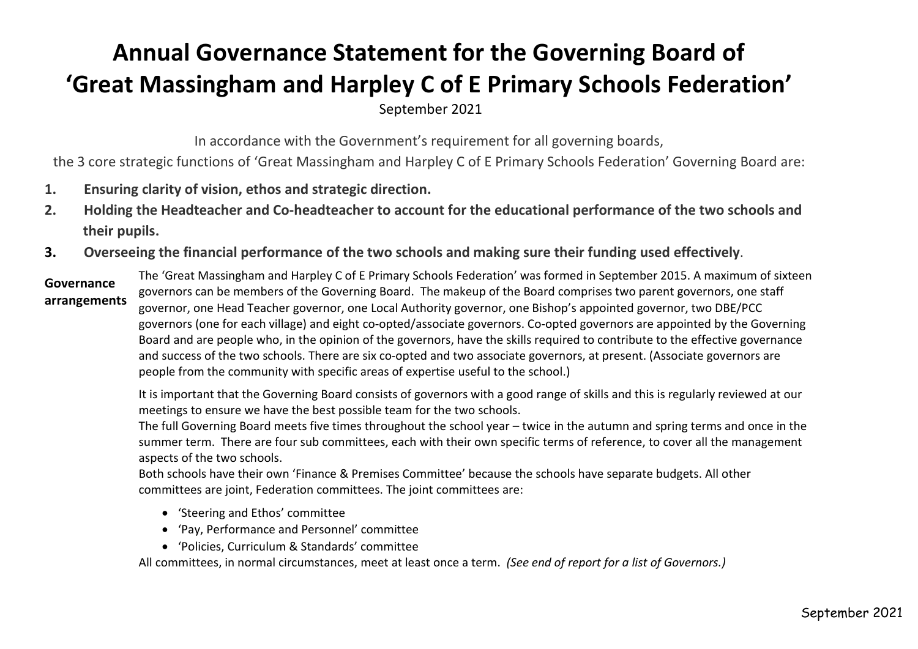# Annual Governance Statement for the Governing Board of 'Great Massingham and Harpley C of E Primary Schools Federation'

September 2021

In accordance with the Government's requirement for all governing boards,
the 3 core strategic functions of 'Great Massingham and Harpley C of E Primary Schools Federation' Governing Board are:

1. **Ensuring clarity of vision, ethos and strategic direction.**
2. **Holding the Headteacher and Co-headteacher to account for the educational performance of the two schools and their pupils.**
3. **Overseeing the financial performance of the two schools and making sure their funding used effectively**.

**Governance arrangements**

The 'Great Massingham and Harpley C of E Primary Schools Federation' was formed in September 2015. A maximum of sixteen governors can be members of the Governing Board. The makeup of the Board comprises two parent governors, one staff governor, one Head Teacher governor, one Local Authority governor, one Bishop's appointed governor, two DBE/PCC governors (one for each village) and eight co-opted/associate governors. Co-opted governors are appointed by the Governing Board and are people who, in the opinion of the governors, have the skills required to contribute to the effective governance and success of the two schools. There are six co-opted and two associate governors, at present. (Associate governors are people from the community with specific areas of expertise useful to the school.)

It is important that the Governing Board consists of governors with a good range of skills and this is regularly reviewed at our meetings to ensure we have the best possible team for the two schools.
The full Governing Board meets five times throughout the school year – twice in the autumn and spring terms and once in the summer term. There are four sub committees, each with their own specific terms of reference, to cover all the management aspects of the two schools.
Both schools have their own 'Finance & Premises Committee' because the schools have separate budgets. All other committees are joint, Federation committees. The joint committees are:

- 'Steering and Ethos' committee
- 'Pay, Performance and Personnel' committee
- 'Policies, Curriculum & Standards' committee

All committees, in normal circumstances, meet at least once a term. *(See end of report for a list of Governors.)*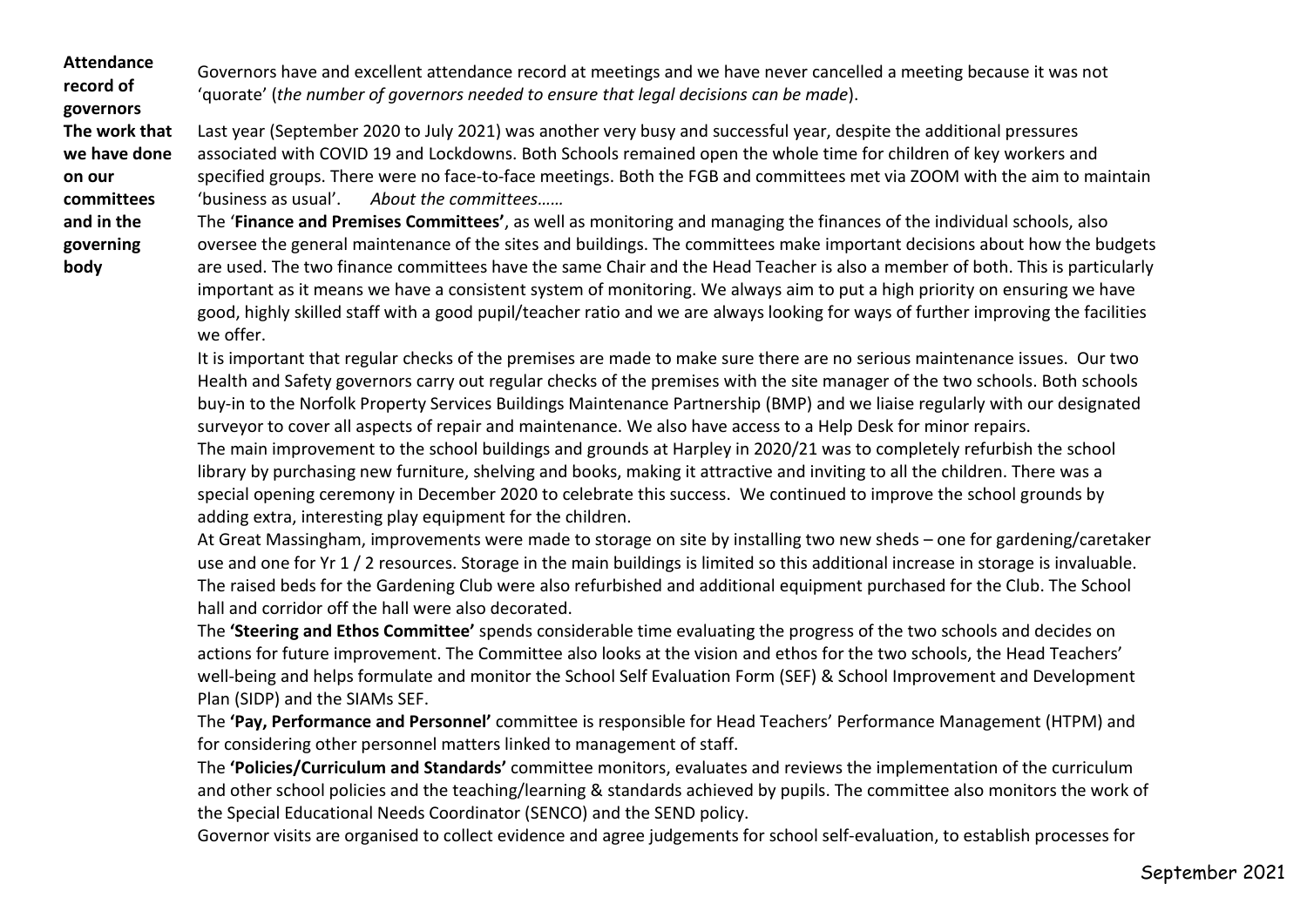**Attendance record of governors**

Governors have and excellent attendance record at meetings and we have never cancelled a meeting because it was not 'quorate' (*the number of governors needed to ensure that legal decisions can be made*).

**The work that we have done on our committees and in the governing body**

Last year (September 2020 to July 2021) was another very busy and successful year, despite the additional pressures associated with COVID 19 and Lockdowns. Both Schools remained open the whole time for children of key workers and specified groups. There were no face-to-face meetings. Both the FGB and committees met via ZOOM with the aim to maintain 'business as usual'. *About the committees……*

The '**Finance and Premises Committees'**, as well as monitoring and managing the finances of the individual schools, also oversee the general maintenance of the sites and buildings. The committees make important decisions about how the budgets are used. The two finance committees have the same Chair and the Head Teacher is also a member of both. This is particularly important as it means we have a consistent system of monitoring. We always aim to put a high priority on ensuring we have good, highly skilled staff with a good pupil/teacher ratio and we are always looking for ways of further improving the facilities we offer.

It is important that regular checks of the premises are made to make sure there are no serious maintenance issues. Our two Health and Safety governors carry out regular checks of the premises with the site manager of the two schools. Both schools buy-in to the Norfolk Property Services Buildings Maintenance Partnership (BMP) and we liaise regularly with our designated surveyor to cover all aspects of repair and maintenance. We also have access to a Help Desk for minor repairs.

The main improvement to the school buildings and grounds at Harpley in 2020/21 was to completely refurbish the school library by purchasing new furniture, shelving and books, making it attractive and inviting to all the children. There was a special opening ceremony in December 2020 to celebrate this success. We continued to improve the school grounds by adding extra, interesting play equipment for the children.

At Great Massingham, improvements were made to storage on site by installing two new sheds – one for gardening/caretaker use and one for Yr 1 / 2 resources. Storage in the main buildings is limited so this additional increase in storage is invaluable. The raised beds for the Gardening Club were also refurbished and additional equipment purchased for the Club. The School hall and corridor off the hall were also decorated.

The **'Steering and Ethos Committee'** spends considerable time evaluating the progress of the two schools and decides on actions for future improvement. The Committee also looks at the vision and ethos for the two schools, the Head Teachers' well-being and helps formulate and monitor the School Self Evaluation Form (SEF) & School Improvement and Development Plan (SIDP) and the SIAMs SEF.

The **'Pay, Performance and Personnel'** committee is responsible for Head Teachers' Performance Management (HTPM) and for considering other personnel matters linked to management of staff.

The **'Policies/Curriculum and Standards'** committee monitors, evaluates and reviews the implementation of the curriculum and other school policies and the teaching/learning & standards achieved by pupils. The committee also monitors the work of the Special Educational Needs Coordinator (SENCO) and the SEND policy.

Governor visits are organised to collect evidence and agree judgements for school self-evaluation, to establish processes for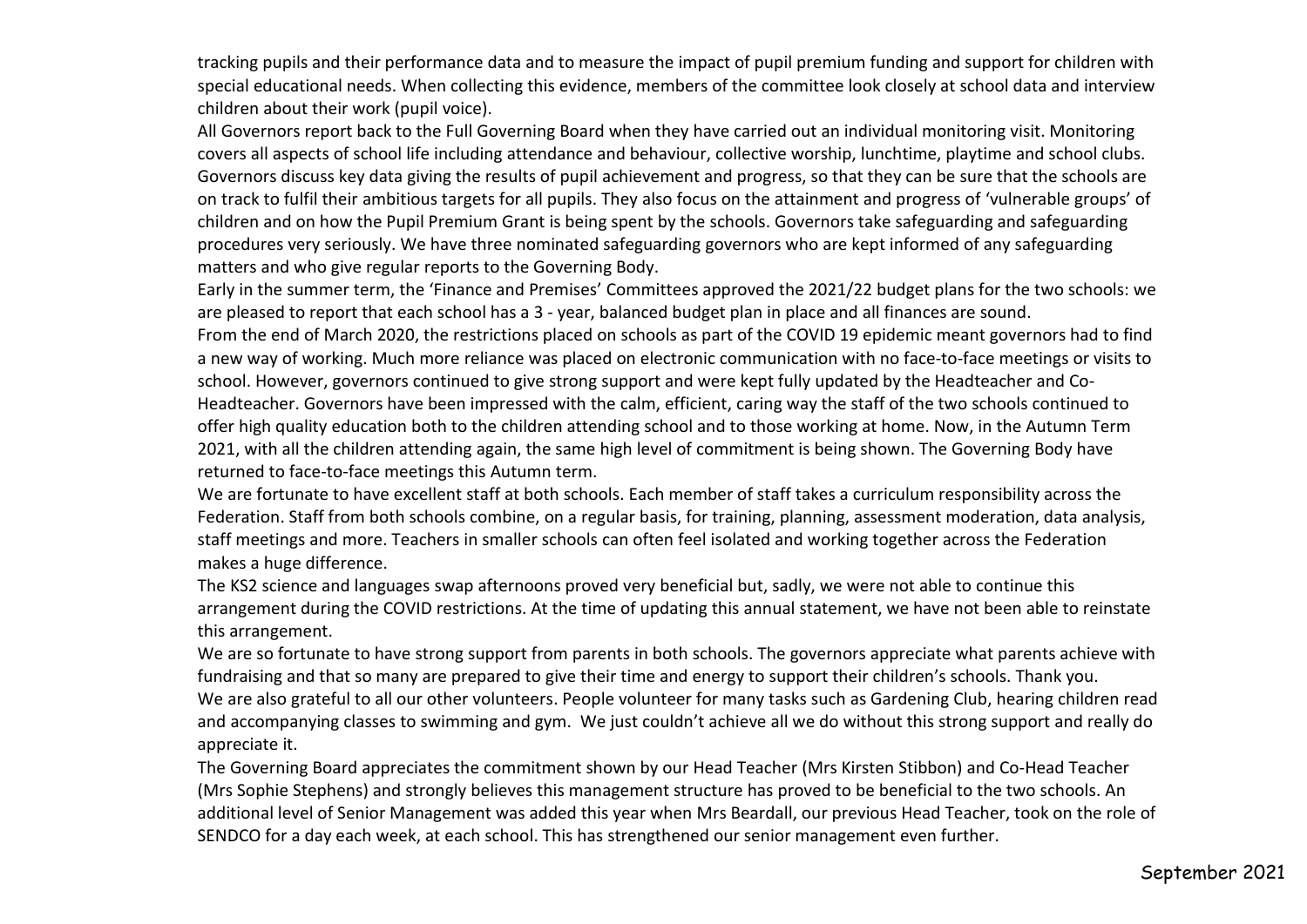tracking pupils and their performance data and to measure the impact of pupil premium funding and support for children with special educational needs. When collecting this evidence, members of the committee look closely at school data and interview children about their work (pupil voice).

All Governors report back to the Full Governing Board when they have carried out an individual monitoring visit. Monitoring covers all aspects of school life including attendance and behaviour, collective worship, lunchtime, playtime and school clubs. Governors discuss key data giving the results of pupil achievement and progress, so that they can be sure that the schools are on track to fulfil their ambitious targets for all pupils. They also focus on the attainment and progress of 'vulnerable groups' of children and on how the Pupil Premium Grant is being spent by the schools. Governors take safeguarding and safeguarding procedures very seriously. We have three nominated safeguarding governors who are kept informed of any safeguarding matters and who give regular reports to the Governing Body.

Early in the summer term, the 'Finance and Premises' Committees approved the 2021/22 budget plans for the two schools: we are pleased to report that each school has a 3 - year, balanced budget plan in place and all finances are sound.

From the end of March 2020, the restrictions placed on schools as part of the COVID 19 epidemic meant governors had to find a new way of working. Much more reliance was placed on electronic communication with no face-to-face meetings or visits to school. However, governors continued to give strong support and were kept fully updated by the Headteacher and Co-Headteacher. Governors have been impressed with the calm, efficient, caring way the staff of the two schools continued to offer high quality education both to the children attending school and to those working at home. Now, in the Autumn Term 2021, with all the children attending again, the same high level of commitment is being shown. The Governing Body have returned to face-to-face meetings this Autumn term.

We are fortunate to have excellent staff at both schools. Each member of staff takes a curriculum responsibility across the Federation. Staff from both schools combine, on a regular basis, for training, planning, assessment moderation, data analysis, staff meetings and more. Teachers in smaller schools can often feel isolated and working together across the Federation makes a huge difference.

The KS2 science and languages swap afternoons proved very beneficial but, sadly, we were not able to continue this arrangement during the COVID restrictions. At the time of updating this annual statement, we have not been able to reinstate this arrangement.

We are so fortunate to have strong support from parents in both schools. The governors appreciate what parents achieve with fundraising and that so many are prepared to give their time and energy to support their children's schools. Thank you.

We are also grateful to all our other volunteers. People volunteer for many tasks such as Gardening Club, hearing children read and accompanying classes to swimming and gym. We just couldn't achieve all we do without this strong support and really do appreciate it.

The Governing Board appreciates the commitment shown by our Head Teacher (Mrs Kirsten Stibbon) and Co-Head Teacher (Mrs Sophie Stephens) and strongly believes this management structure has proved to be beneficial to the two schools. An additional level of Senior Management was added this year when Mrs Beardall, our previous Head Teacher, took on the role of SENDCO for a day each week, at each school. This has strengthened our senior management even further.

September 2021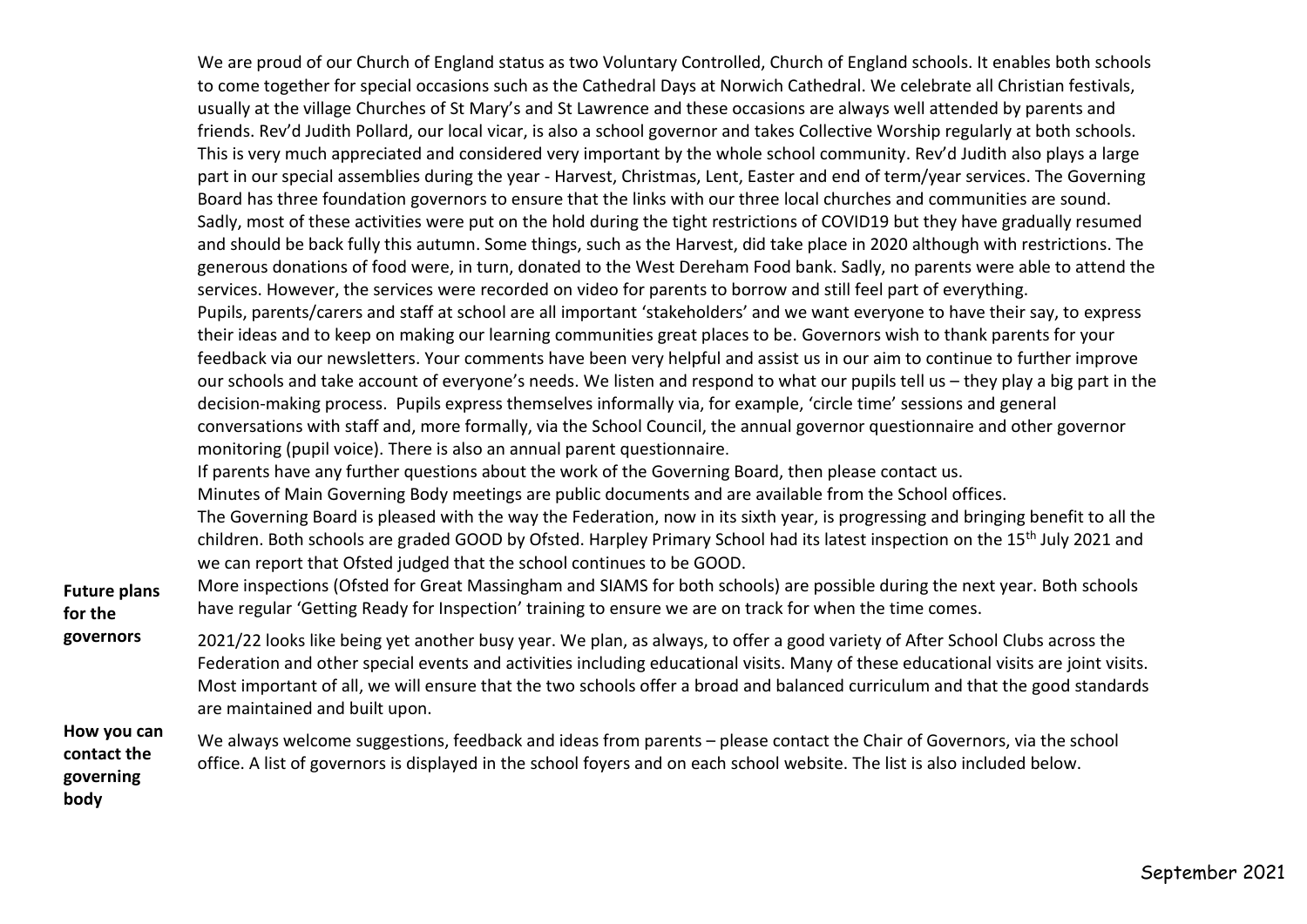We are proud of our Church of England status as two Voluntary Controlled, Church of England schools. It enables both schools to come together for special occasions such as the Cathedral Days at Norwich Cathedral. We celebrate all Christian festivals, usually at the village Churches of St Mary's and St Lawrence and these occasions are always well attended by parents and friends. Rev'd Judith Pollard, our local vicar, is also a school governor and takes Collective Worship regularly at both schools. This is very much appreciated and considered very important by the whole school community. Rev'd Judith also plays a large part in our special assemblies during the year - Harvest, Christmas, Lent, Easter and end of term/year services. The Governing Board has three foundation governors to ensure that the links with our three local churches and communities are sound. Sadly, most of these activities were put on the hold during the tight restrictions of COVID19 but they have gradually resumed and should be back fully this autumn. Some things, such as the Harvest, did take place in 2020 although with restrictions. The generous donations of food were, in turn, donated to the West Dereham Food bank. Sadly, no parents were able to attend the services. However, the services were recorded on video for parents to borrow and still feel part of everything.

Pupils, parents/carers and staff at school are all important 'stakeholders' and we want everyone to have their say, to express their ideas and to keep on making our learning communities great places to be. Governors wish to thank parents for your feedback via our newsletters. Your comments have been very helpful and assist us in our aim to continue to further improve our schools and take account of everyone's needs. We listen and respond to what our pupils tell us – they play a big part in the decision-making process. Pupils express themselves informally via, for example, 'circle time' sessions and general conversations with staff and, more formally, via the School Council, the annual governor questionnaire and other governor monitoring (pupil voice). There is also an annual parent questionnaire.

If parents have any further questions about the work of the Governing Board, then please contact us.

Minutes of Main Governing Body meetings are public documents and are available from the School offices.

The Governing Board is pleased with the way the Federation, now in its sixth year, is progressing and bringing benefit to all the children. Both schools are graded GOOD by Ofsted. Harpley Primary School had its latest inspection on the 15th July 2021 and we can report that Ofsted judged that the school continues to be GOOD.

**Future plans for the governors**

More inspections (Ofsted for Great Massingham and SIAMS for both schools) are possible during the next year. Both schools have regular 'Getting Ready for Inspection' training to ensure we are on track for when the time comes.

2021/22 looks like being yet another busy year. We plan, as always, to offer a good variety of After School Clubs across the Federation and other special events and activities including educational visits. Many of these educational visits are joint visits. Most important of all, we will ensure that the two schools offer a broad and balanced curriculum and that the good standards are maintained and built upon.

**How you can contact the governing body**

We always welcome suggestions, feedback and ideas from parents – please contact the Chair of Governors, via the school office. A list of governors is displayed in the school foyers and on each school website. The list is also included below.

September 2021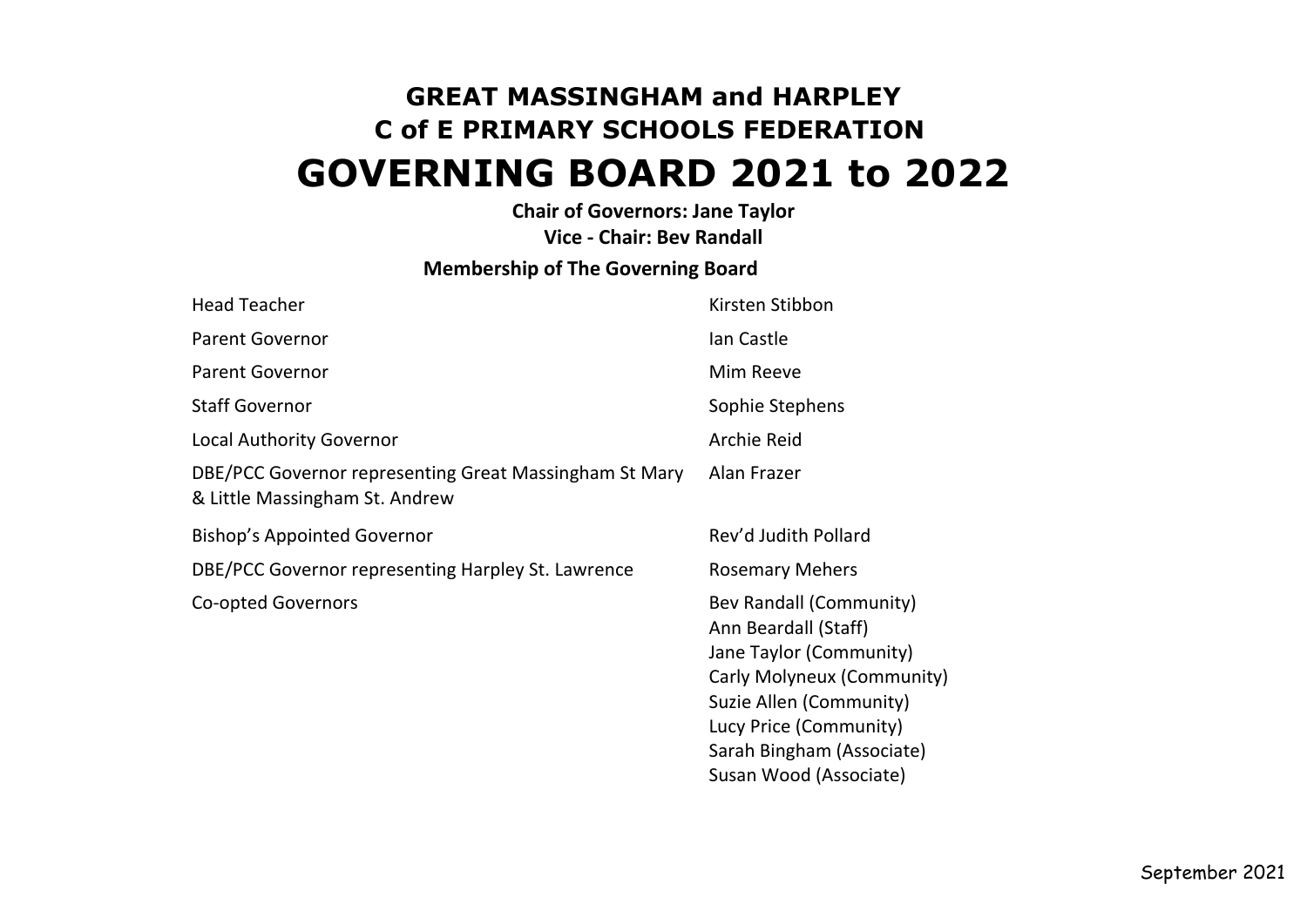# GREAT MASSINGHAM and HARPLEY C of E PRIMARY SCHOOLS FEDERATION

# GOVERNING BOARD 2021 to 2022

**Chair of Governors: Jane Taylor**

**Vice - Chair: Bev Randall**

**Membership of The Governing Board**

| | |
|---|---|
| Head Teacher | Kirsten Stibbon |
| Parent Governor | Ian Castle |
| Parent Governor | Mim Reeve |
| Staff Governor | Sophie Stephens |
| Local Authority Governor | Archie Reid |
| DBE/PCC Governor representing Great Massingham St Mary & Little Massingham St. Andrew | Alan Frazer |
| Bishop's Appointed Governor | Rev'd Judith Pollard |
| DBE/PCC Governor representing Harpley St. Lawrence | Rosemary Mehers |
| Co-opted Governors | Bev Randall (Community)<br>Ann Beardall (Staff)<br>Jane Taylor (Community)<br>Carly Molyneux (Community)<br>Suzie Allen (Community)<br>Lucy Price (Community)<br>Sarah Bingham (Associate)<br>Susan Wood (Associate) |

September 2021